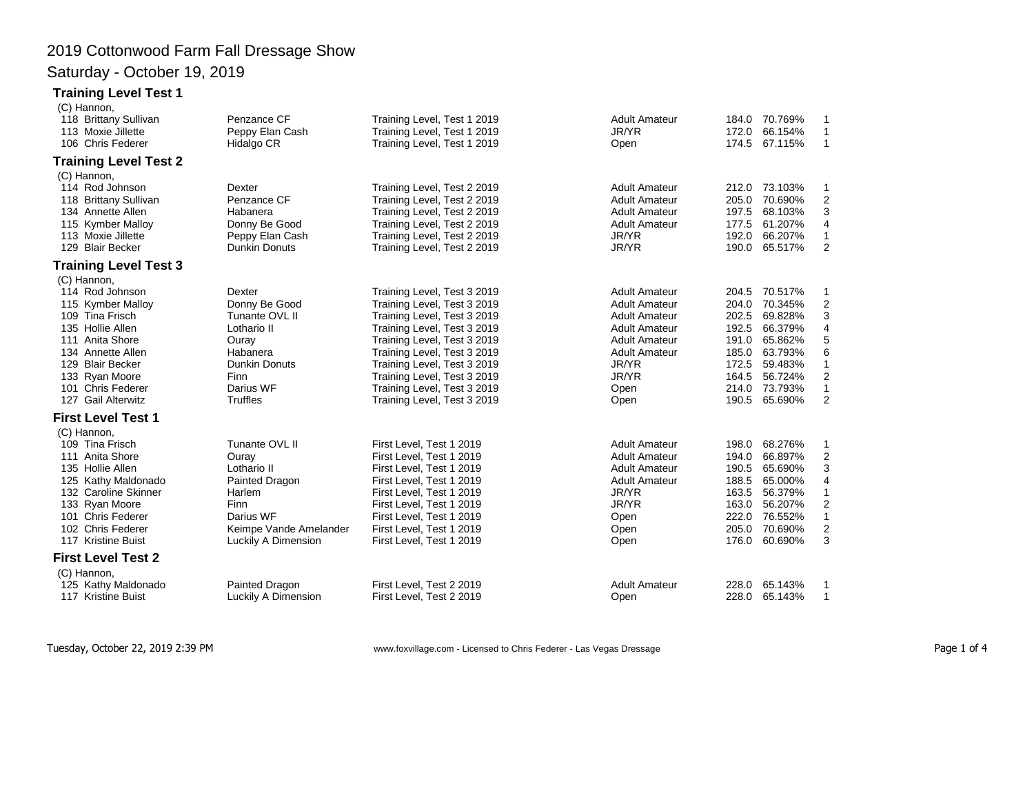# 2019 Cottonwood Farm Fall Dressage Show

## Saturday - October 19, 2019

### Training Level Test 1

(C) Hannon,

| No. | Rider | Horse | Test | Division | Score | Percent | Place |
|---|---|---|---|---|---|---|---|
| 118 | Brittany Sullivan | Penzance CF | Training Level, Test 1 2019 | Adult Amateur | 184.0 | 70.769% | 1 |
| 113 | Moxie Jillette | Peppy Elan Cash | Training Level, Test 1 2019 | JR/YR | 172.0 | 66.154% | 1 |
| 106 | Chris Federer | Hidalgo CR | Training Level, Test 1 2019 | Open | 174.5 | 67.115% | 1 |

### Training Level Test 2

(C) Hannon,

| No. | Rider | Horse | Test | Division | Score | Percent | Place |
|---|---|---|---|---|---|---|---|
| 114 | Rod Johnson | Dexter | Training Level, Test 2 2019 | Adult Amateur | 212.0 | 73.103% | 1 |
| 118 | Brittany Sullivan | Penzance CF | Training Level, Test 2 2019 | Adult Amateur | 205.0 | 70.690% | 2 |
| 134 | Annette Allen | Habanera | Training Level, Test 2 2019 | Adult Amateur | 197.5 | 68.103% | 3 |
| 115 | Kymber Malloy | Donny Be Good | Training Level, Test 2 2019 | Adult Amateur | 177.5 | 61.207% | 4 |
| 113 | Moxie Jillette | Peppy Elan Cash | Training Level, Test 2 2019 | JR/YR | 192.0 | 66.207% | 1 |
| 129 | Blair Becker | Dunkin Donuts | Training Level, Test 2 2019 | JR/YR | 190.0 | 65.517% | 2 |

### Training Level Test 3

(C) Hannon,

| No. | Rider | Horse | Test | Division | Score | Percent | Place |
|---|---|---|---|---|---|---|---|
| 114 | Rod Johnson | Dexter | Training Level, Test 3 2019 | Adult Amateur | 204.5 | 70.517% | 1 |
| 115 | Kymber Malloy | Donny Be Good | Training Level, Test 3 2019 | Adult Amateur | 204.0 | 70.345% | 2 |
| 109 | Tina Frisch | Tunante OVL II | Training Level, Test 3 2019 | Adult Amateur | 202.5 | 69.828% | 3 |
| 135 | Hollie Allen | Lothario II | Training Level, Test 3 2019 | Adult Amateur | 192.5 | 66.379% | 4 |
| 111 | Anita Shore | Ouray | Training Level, Test 3 2019 | Adult Amateur | 191.0 | 65.862% | 5 |
| 134 | Annette Allen | Habanera | Training Level, Test 3 2019 | Adult Amateur | 185.0 | 63.793% | 6 |
| 129 | Blair Becker | Dunkin Donuts | Training Level, Test 3 2019 | JR/YR | 172.5 | 59.483% | 1 |
| 133 | Ryan Moore | Finn | Training Level, Test 3 2019 | JR/YR | 164.5 | 56.724% | 2 |
| 101 | Chris Federer | Darius WF | Training Level, Test 3 2019 | Open | 214.0 | 73.793% | 1 |
| 127 | Gail Alterwitz | Truffles | Training Level, Test 3 2019 | Open | 190.5 | 65.690% | 2 |

### First Level Test 1

(C) Hannon,

| No. | Rider | Horse | Test | Division | Score | Percent | Place |
|---|---|---|---|---|---|---|---|
| 109 | Tina Frisch | Tunante OVL II | First Level, Test 1 2019 | Adult Amateur | 198.0 | 68.276% | 1 |
| 111 | Anita Shore | Ouray | First Level, Test 1 2019 | Adult Amateur | 194.0 | 66.897% | 2 |
| 135 | Hollie Allen | Lothario II | First Level, Test 1 2019 | Adult Amateur | 190.5 | 65.690% | 3 |
| 125 | Kathy Maldonado | Painted Dragon | First Level, Test 1 2019 | Adult Amateur | 188.5 | 65.000% | 4 |
| 132 | Caroline Skinner | Harlem | First Level, Test 1 2019 | JR/YR | 163.5 | 56.379% | 1 |
| 133 | Ryan Moore | Finn | First Level, Test 1 2019 | JR/YR | 163.0 | 56.207% | 2 |
| 101 | Chris Federer | Darius WF | First Level, Test 1 2019 | Open | 222.0 | 76.552% | 1 |
| 102 | Chris Federer | Keimpe Vande Amelander | First Level, Test 1 2019 | Open | 205.0 | 70.690% | 2 |
| 117 | Kristine Buist | Luckily A Dimension | First Level, Test 1 2019 | Open | 176.0 | 60.690% | 3 |

### First Level Test 2

(C) Hannon,

| No. | Rider | Horse | Test | Division | Score | Percent | Place |
|---|---|---|---|---|---|---|---|
| 125 | Kathy Maldonado | Painted Dragon | First Level, Test 2 2019 | Adult Amateur | 228.0 | 65.143% | 1 |
| 117 | Kristine Buist | Luckily A Dimension | First Level, Test 2 2019 | Open | 228.0 | 65.143% | 1 |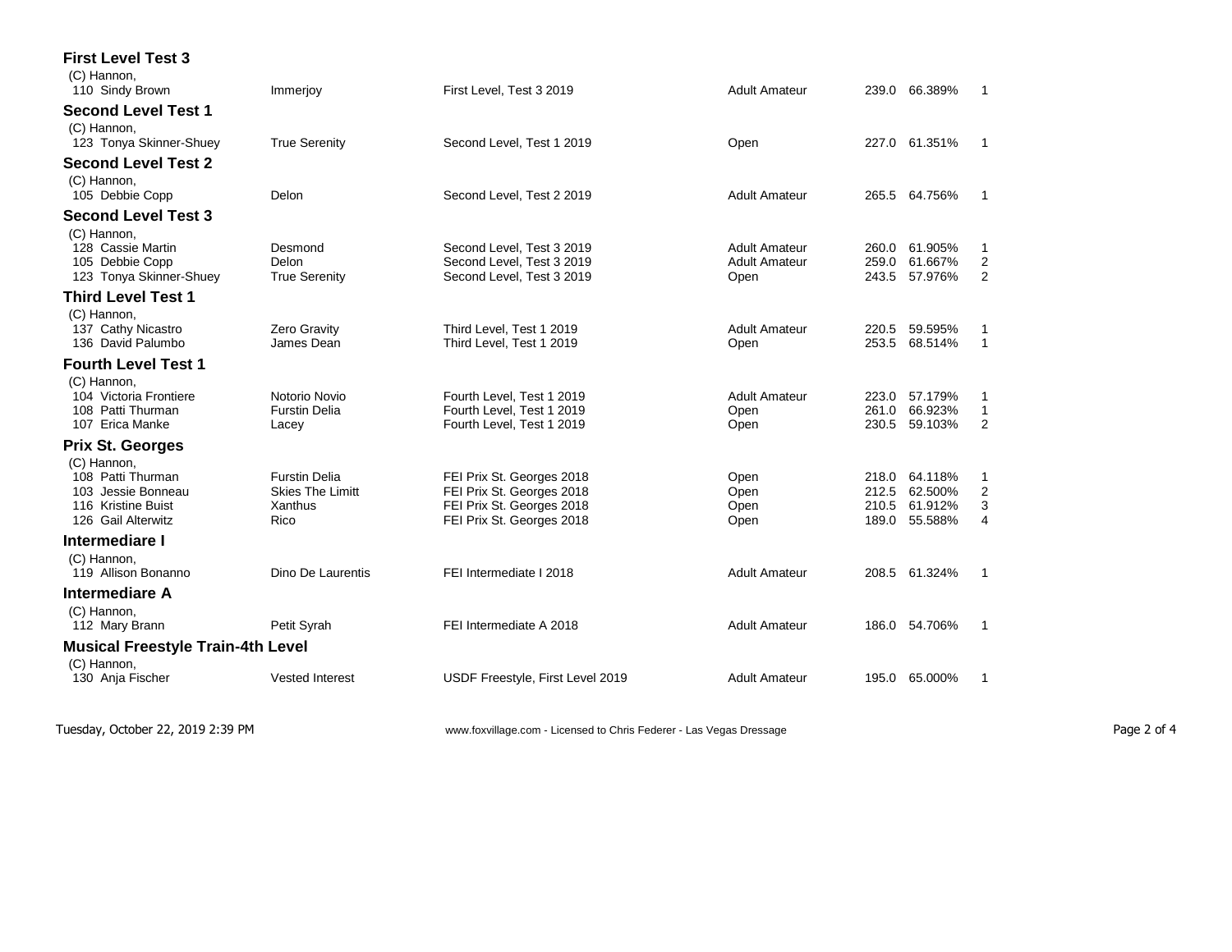### First Level Test 3

(C) Hannon,

| No. | Rider | Horse | Test | Division | Score | Percent | Place |
|---|---|---|---|---|---|---|---|
| 110 | Sindy Brown | Immerjoy | First Level, Test 3 2019 | Adult Amateur | 239.0 | 66.389% | 1 |

### Second Level Test 1

(C) Hannon,

| No. | Rider | Horse | Test | Division | Score | Percent | Place |
|---|---|---|---|---|---|---|---|
| 123 | Tonya Skinner-Shuey | True Serenity | Second Level, Test 1 2019 | Open | 227.0 | 61.351% | 1 |

### Second Level Test 2

(C) Hannon,

| No. | Rider | Horse | Test | Division | Score | Percent | Place |
|---|---|---|---|---|---|---|---|
| 105 | Debbie Copp | Delon | Second Level, Test 2 2019 | Adult Amateur | 265.5 | 64.756% | 1 |

### Second Level Test 3

(C) Hannon,

| No. | Rider | Horse | Test | Division | Score | Percent | Place |
|---|---|---|---|---|---|---|---|
| 128 | Cassie Martin | Desmond | Second Level, Test 3 2019 | Adult Amateur | 260.0 | 61.905% | 1 |
| 105 | Debbie Copp | Delon | Second Level, Test 3 2019 | Adult Amateur | 259.0 | 61.667% | 2 |
| 123 | Tonya Skinner-Shuey | True Serenity | Second Level, Test 3 2019 | Open | 243.5 | 57.976% | 2 |

### Third Level Test 1

(C) Hannon,

| No. | Rider | Horse | Test | Division | Score | Percent | Place |
|---|---|---|---|---|---|---|---|
| 137 | Cathy Nicastro | Zero Gravity | Third Level, Test 1 2019 | Adult Amateur | 220.5 | 59.595% | 1 |
| 136 | David Palumbo | James Dean | Third Level, Test 1 2019 | Open | 253.5 | 68.514% | 1 |

### Fourth Level Test 1

(C) Hannon,

| No. | Rider | Horse | Test | Division | Score | Percent | Place |
|---|---|---|---|---|---|---|---|
| 104 | Victoria Frontiere | Notorio Novio | Fourth Level, Test 1 2019 | Adult Amateur | 223.0 | 57.179% | 1 |
| 108 | Patti Thurman | Furstin Delia | Fourth Level, Test 1 2019 | Open | 261.0 | 66.923% | 1 |
| 107 | Erica Manke | Lacey | Fourth Level, Test 1 2019 | Open | 230.5 | 59.103% | 2 |

### Prix St. Georges

(C) Hannon,

| No. | Rider | Horse | Test | Division | Score | Percent | Place |
|---|---|---|---|---|---|---|---|
| 108 | Patti Thurman | Furstin Delia | FEI Prix St. Georges 2018 | Open | 218.0 | 64.118% | 1 |
| 103 | Jessie Bonneau | Skies The Limitt | FEI Prix St. Georges 2018 | Open | 212.5 | 62.500% | 2 |
| 116 | Kristine Buist | Xanthus | FEI Prix St. Georges 2018 | Open | 210.5 | 61.912% | 3 |
| 126 | Gail Alterwitz | Rico | FEI Prix St. Georges 2018 | Open | 189.0 | 55.588% | 4 |

### Intermediare I

(C) Hannon,

| No. | Rider | Horse | Test | Division | Score | Percent | Place |
|---|---|---|---|---|---|---|---|
| 119 | Allison Bonanno | Dino De Laurentis | FEI Intermediate I 2018 | Adult Amateur | 208.5 | 61.324% | 1 |

### Intermediare A

(C) Hannon,

| No. | Rider | Horse | Test | Division | Score | Percent | Place |
|---|---|---|---|---|---|---|---|
| 112 | Mary Brann | Petit Syrah | FEI Intermediate A 2018 | Adult Amateur | 186.0 | 54.706% | 1 |

### Musical Freestyle Train-4th Level

(C) Hannon,

| No. | Rider | Horse | Test | Division | Score | Percent | Place |
|---|---|---|---|---|---|---|---|
| 130 | Anja Fischer | Vested Interest | USDF Freestyle, First Level 2019 | Adult Amateur | 195.0 | 65.000% | 1 |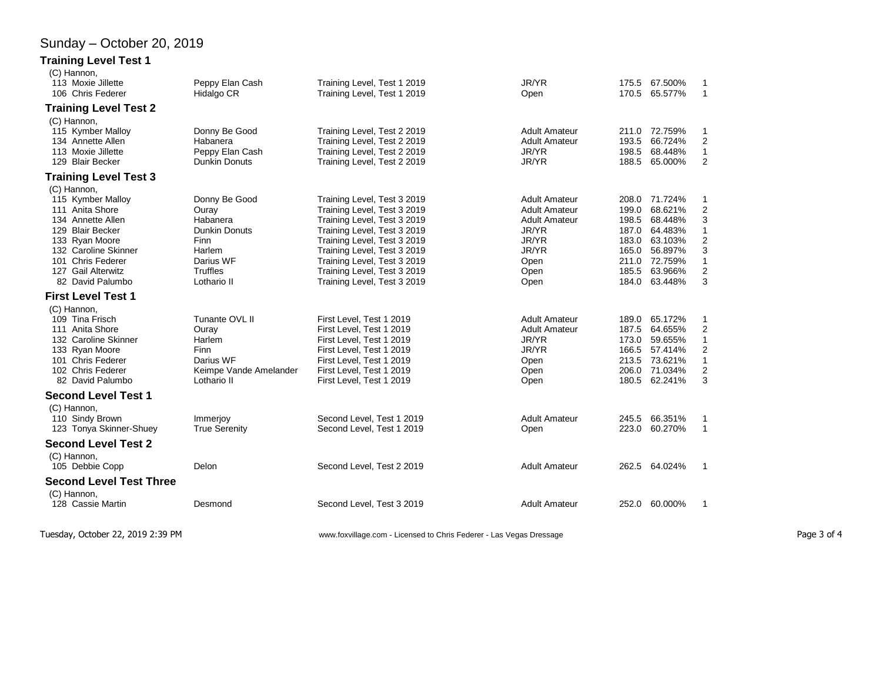# Sunday – October 20, 2019

## Training Level Test 1

(C) Hannon,

| | | | | | | |
|---|---|---|---|---|---|---|
| 113 Moxie Jillette | Peppy Elan Cash | Training Level, Test 1 2019 | JR/YR | 175.5 | 67.500% | 1 |
| 106 Chris Federer | Hidalgo CR | Training Level, Test 1 2019 | Open | 170.5 | 65.577% | 1 |

## Training Level Test 2

(C) Hannon,

| | | | | | | |
|---|---|---|---|---|---|---|
| 115 Kymber Malloy | Donny Be Good | Training Level, Test 2 2019 | Adult Amateur | 211.0 | 72.759% | 1 |
| 134 Annette Allen | Habanera | Training Level, Test 2 2019 | Adult Amateur | 193.5 | 66.724% | 2 |
| 113 Moxie Jillette | Peppy Elan Cash | Training Level, Test 2 2019 | JR/YR | 198.5 | 68.448% | 1 |
| 129 Blair Becker | Dunkin Donuts | Training Level, Test 2 2019 | JR/YR | 188.5 | 65.000% | 2 |

## Training Level Test 3

(C) Hannon,

| | | | | | | |
|---|---|---|---|---|---|---|
| 115 Kymber Malloy | Donny Be Good | Training Level, Test 3 2019 | Adult Amateur | 208.0 | 71.724% | 1 |
| 111 Anita Shore | Ouray | Training Level, Test 3 2019 | Adult Amateur | 199.0 | 68.621% | 2 |
| 134 Annette Allen | Habanera | Training Level, Test 3 2019 | Adult Amateur | 198.5 | 68.448% | 3 |
| 129 Blair Becker | Dunkin Donuts | Training Level, Test 3 2019 | JR/YR | 187.0 | 64.483% | 1 |
| 133 Ryan Moore | Finn | Training Level, Test 3 2019 | JR/YR | 183.0 | 63.103% | 2 |
| 132 Caroline Skinner | Harlem | Training Level, Test 3 2019 | JR/YR | 165.0 | 56.897% | 3 |
| 101 Chris Federer | Darius WF | Training Level, Test 3 2019 | Open | 211.0 | 72.759% | 1 |
| 127 Gail Alterwitz | Truffles | Training Level, Test 3 2019 | Open | 185.5 | 63.966% | 2 |
| 82 David Palumbo | Lothario II | Training Level, Test 3 2019 | Open | 184.0 | 63.448% | 3 |

## First Level Test 1

(C) Hannon,

| | | | | | | |
|---|---|---|---|---|---|---|
| 109 Tina Frisch | Tunante OVL II | First Level, Test 1 2019 | Adult Amateur | 189.0 | 65.172% | 1 |
| 111 Anita Shore | Ouray | First Level, Test 1 2019 | Adult Amateur | 187.5 | 64.655% | 2 |
| 132 Caroline Skinner | Harlem | First Level, Test 1 2019 | JR/YR | 173.0 | 59.655% | 1 |
| 133 Ryan Moore | Finn | First Level, Test 1 2019 | JR/YR | 166.5 | 57.414% | 2 |
| 101 Chris Federer | Darius WF | First Level, Test 1 2019 | Open | 213.5 | 73.621% | 1 |
| 102 Chris Federer | Keimpe Vande Amelander | First Level, Test 1 2019 | Open | 206.0 | 71.034% | 2 |
| 82 David Palumbo | Lothario II | First Level, Test 1 2019 | Open | 180.5 | 62.241% | 3 |

## Second Level Test 1

(C) Hannon,

| | | | | | | |
|---|---|---|---|---|---|---|
| 110 Sindy Brown | Immerjoy | Second Level, Test 1 2019 | Adult Amateur | 245.5 | 66.351% | 1 |
| 123 Tonya Skinner-Shuey | True Serenity | Second Level, Test 1 2019 | Open | 223.0 | 60.270% | 1 |

## Second Level Test 2

(C) Hannon,

| | | | | | | |
|---|---|---|---|---|---|---|
| 105 Debbie Copp | Delon | Second Level, Test 2 2019 | Adult Amateur | 262.5 | 64.024% | 1 |

## Second Level Test Three

(C) Hannon,

| | | | | | | |
|---|---|---|---|---|---|---|
| 128 Cassie Martin | Desmond | Second Level, Test 3 2019 | Adult Amateur | 252.0 | 60.000% | 1 |

Tuesday, October 22, 2019 2:39 PM

www.foxvillage.com - Licensed to Chris Federer - Las Vegas Dressage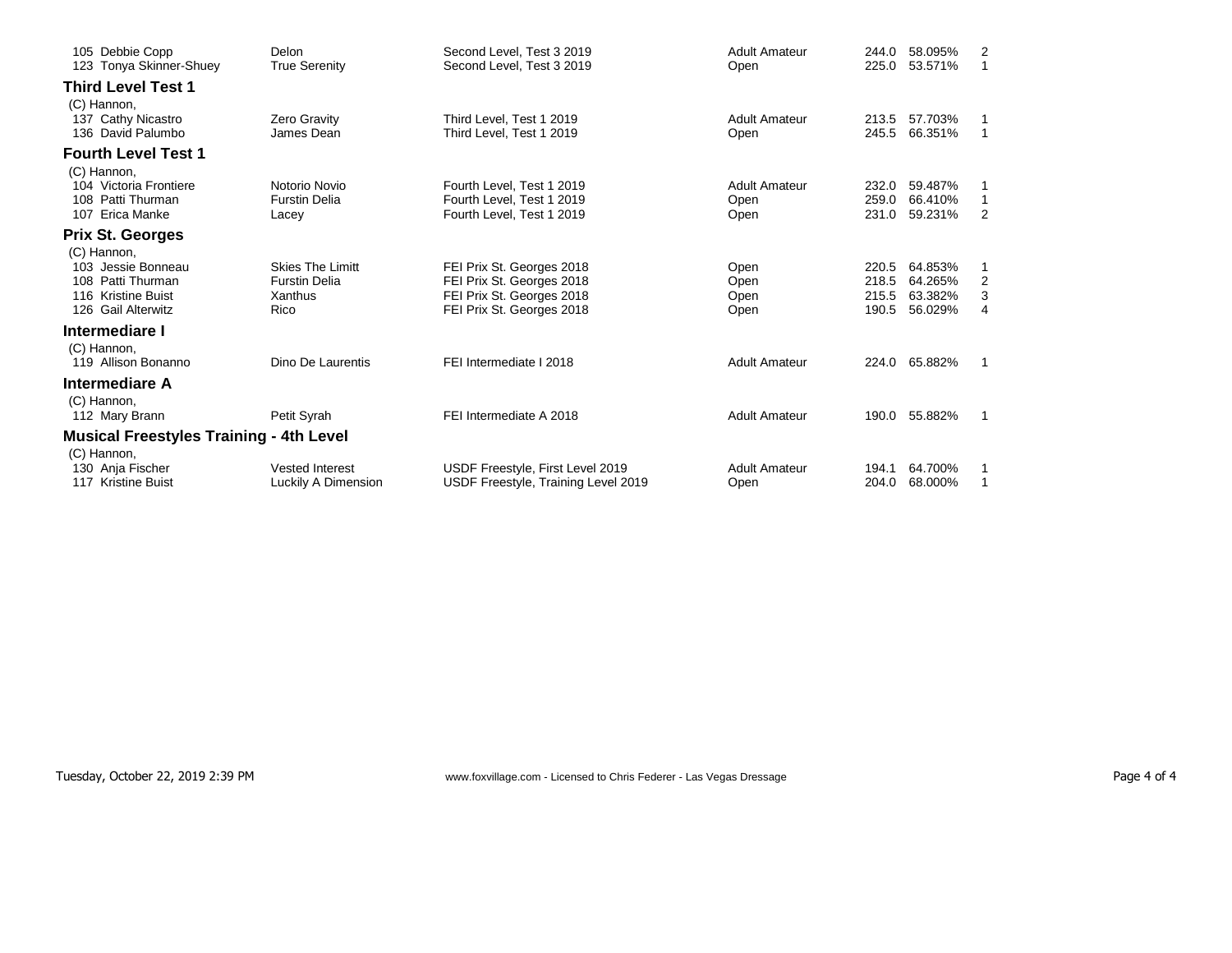| | | | | | | |
|---|---|---|---|---|---|---|
| 105 Debbie Copp | Delon | Second Level, Test 3 2019 | Adult Amateur | 244.0 | 58.095% | 2 |
| 123 Tonya Skinner-Shuey | True Serenity | Second Level, Test 3 2019 | Open | 225.0 | 53.571% | 1 |

### Third Level Test 1

(C) Hannon,

| | | | | | | |
|---|---|---|---|---|---|---|
| 137 Cathy Nicastro | Zero Gravity | Third Level, Test 1 2019 | Adult Amateur | 213.5 | 57.703% | 1 |
| 136 David Palumbo | James Dean | Third Level, Test 1 2019 | Open | 245.5 | 66.351% | 1 |

### Fourth Level Test 1

(C) Hannon,

| | | | | | | |
|---|---|---|---|---|---|---|
| 104 Victoria Frontiere | Notorio Novio | Fourth Level, Test 1 2019 | Adult Amateur | 232.0 | 59.487% | 1 |
| 108 Patti Thurman | Furstin Delia | Fourth Level, Test 1 2019 | Open | 259.0 | 66.410% | 1 |
| 107 Erica Manke | Lacey | Fourth Level, Test 1 2019 | Open | 231.0 | 59.231% | 2 |

### Prix St. Georges

(C) Hannon,

| | | | | | | |
|---|---|---|---|---|---|---|
| 103 Jessie Bonneau | Skies The Limitt | FEI Prix St. Georges 2018 | Open | 220.5 | 64.853% | 1 |
| 108 Patti Thurman | Furstin Delia | FEI Prix St. Georges 2018 | Open | 218.5 | 64.265% | 2 |
| 116 Kristine Buist | Xanthus | FEI Prix St. Georges 2018 | Open | 215.5 | 63.382% | 3 |
| 126 Gail Alterwitz | Rico | FEI Prix St. Georges 2018 | Open | 190.5 | 56.029% | 4 |

### Intermediare I

(C) Hannon,

| | | | | | | |
|---|---|---|---|---|---|---|
| 119 Allison Bonanno | Dino De Laurentis | FEI Intermediate I 2018 | Adult Amateur | 224.0 | 65.882% | 1 |

### Intermediare A

(C) Hannon,

| | | | | | | |
|---|---|---|---|---|---|---|
| 112 Mary Brann | Petit Syrah | FEI Intermediate A 2018 | Adult Amateur | 190.0 | 55.882% | 1 |

### Musical Freestyles Training - 4th Level

(C) Hannon,

| | | | | | | |
|---|---|---|---|---|---|---|
| 130 Anja Fischer | Vested Interest | USDF Freestyle, First Level 2019 | Adult Amateur | 194.1 | 64.700% | 1 |
| 117 Kristine Buist | Luckily A Dimension | USDF Freestyle, Training Level 2019 | Open | 204.0 | 68.000% | 1 |